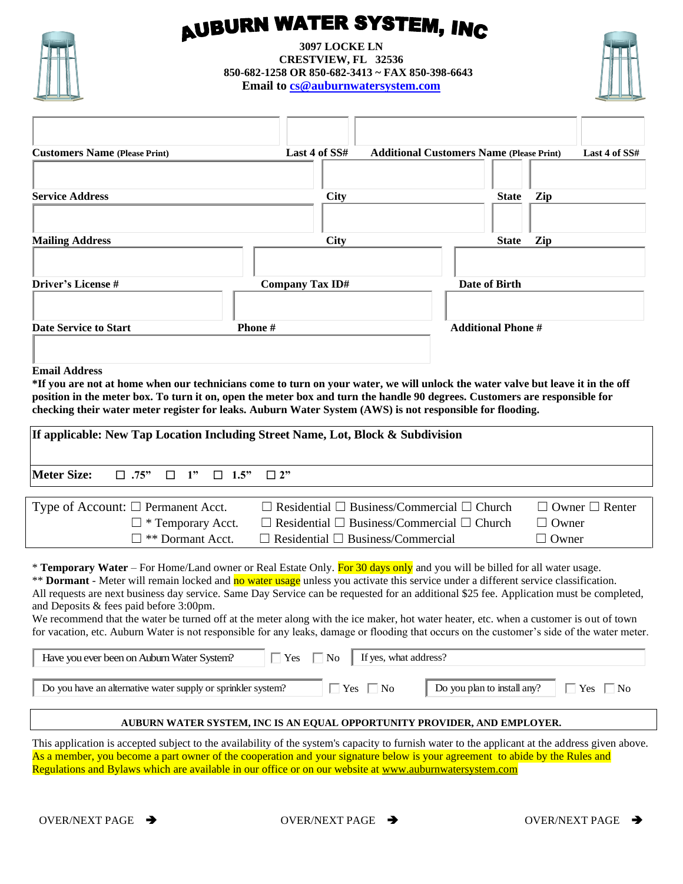# AUBURN WATER SYSTEM, INC

**3097 LOCKE LN**
**CRESTVIEW, FL 32536**
**850-682-1258 OR 850-682-3413 ~ FAX 850-398-6643**
**Email to cs@auburnwatersystem.com**

| **Customers Name** (Please Print) | **Last 4 of SS#** | **Additional Customers Name** (Please Print) | **Last 4 of SS#** |
|---|---|---|---|
| | | | |

| **Service Address** | **City** | **State** | **Zip** |
|---|---|---|---|
| | | | |

| **Mailing Address** | **City** | **State** | **Zip** |
|---|---|---|---|
| | | | |

| **Driver's License #** | **Company Tax ID#** | **Date of Birth** |
|---|---|---|
| | | |

| **Date Service to Start** | **Phone #** | **Additional Phone #** |
|---|---|---|
| | | |

**Email Address**

**\*If you are not at home when our technicians come to turn on your water, we will unlock the water valve but leave it in the off position in the meter box. To turn it on, open the meter box and turn the handle 90 degrees. Customers are responsible for checking their water meter register for leaks. Auburn Water System (AWS) is not responsible for flooding.**

**If applicable: New Tap Location Including Street Name, Lot, Block & Subdivision**

**Meter Size:** ☐ .75" ☐ 1" ☐ 1.5" ☐ 2"

| Type of Account: | | |
|---|---|---|
| ☐ Permanent Acct. | ☐ Residential ☐ Business/Commercial ☐ Church | ☐ Owner ☐ Renter |
| ☐ * Temporary Acct. | ☐ Residential ☐ Business/Commercial ☐ Church | ☐ Owner |
| ☐ ** Dormant Acct. | ☐ Residential ☐ Business/Commercial | ☐ Owner |

\* **Temporary Water** – For Home/Land owner or Real Estate Only. For 30 days only and you will be billed for all water usage.
\*\* **Dormant** - Meter will remain locked and no water usage unless you activate this service under a different service classification.
All requests are next business day service. Same Day Service can be requested for an additional $25 fee. Application must be completed, and Deposits & fees paid before 3:00pm.
We recommend that the water be turned off at the meter along with the ice maker, hot water heater, etc. when a customer is out of town for vacation, etc. Auburn Water is not responsible for any leaks, damage or flooding that occurs on the customer's side of the water meter.

Have you ever been on Auburn Water System? ☐ Yes ☐ No If yes, what address?

Do you have an alternative water supply or sprinkler system? ☐ Yes ☐ No Do you plan to install any? ☐ Yes ☐ No

**AUBURN WATER SYSTEM, INC IS AN EQUAL OPPORTUNITY PROVIDER, AND EMPLOYER.**

This application is accepted subject to the availability of the system's capacity to furnish water to the applicant at the address given above. As a member, you become a part owner of the cooperation and your signature below is your agreement to abide by the Rules and Regulations and Bylaws which are available in our office or on our website at www.auburnwatersystem.com

OVER/NEXT PAGE ➔ OVER/NEXT PAGE ➔ OVER/NEXT PAGE ➔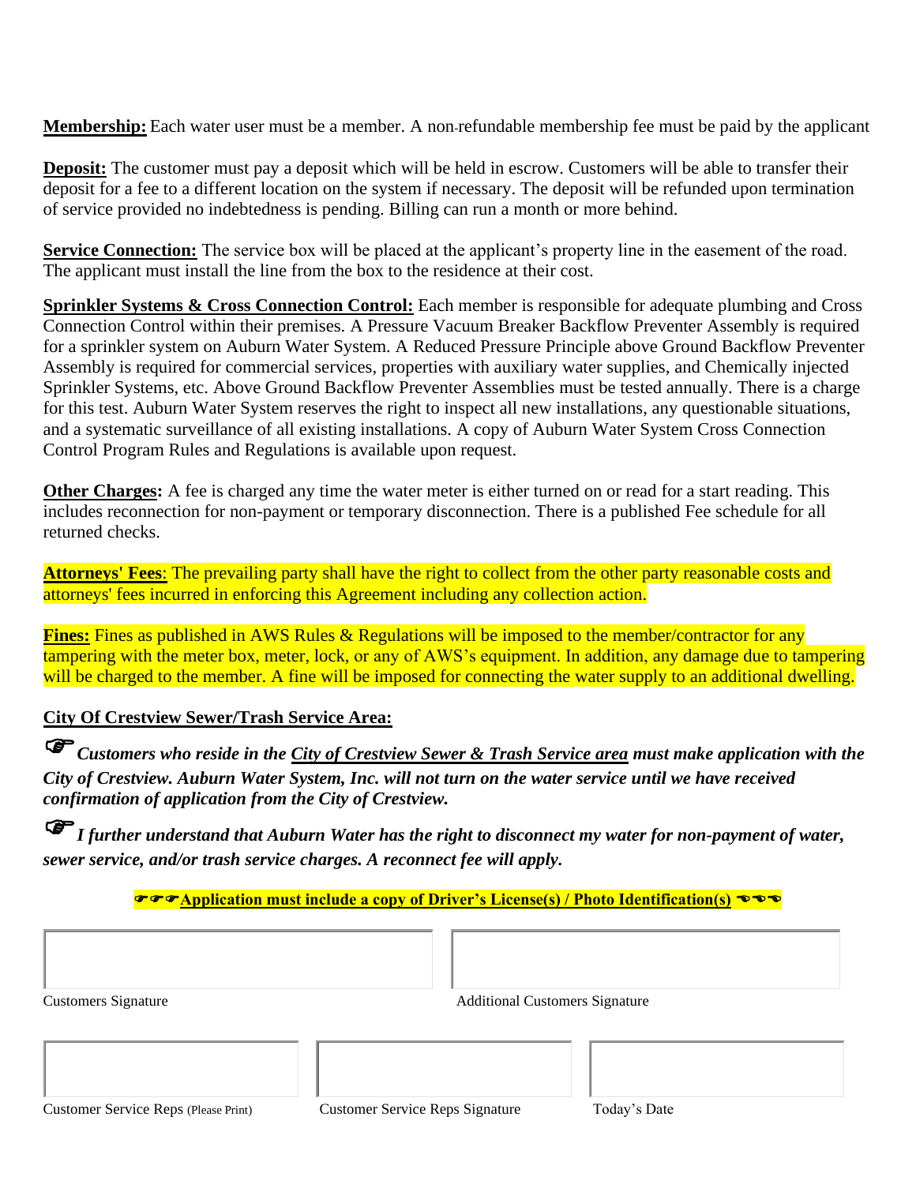**Membership:** Each water user must be a member. A non-refundable membership fee must be paid by the applicant

**Deposit:** The customer must pay a deposit which will be held in escrow. Customers will be able to transfer their deposit for a fee to a different location on the system if necessary. The deposit will be refunded upon termination of service provided no indebtedness is pending. Billing can run a month or more behind.

**Service Connection:** The service box will be placed at the applicant's property line in the easement of the road. The applicant must install the line from the box to the residence at their cost.

**Sprinkler Systems & Cross Connection Control:** Each member is responsible for adequate plumbing and Cross Connection Control within their premises. A Pressure Vacuum Breaker Backflow Preventer Assembly is required for a sprinkler system on Auburn Water System. A Reduced Pressure Principle above Ground Backflow Preventer Assembly is required for commercial services, properties with auxiliary water supplies, and Chemically injected Sprinkler Systems, etc. Above Ground Backflow Preventer Assemblies must be tested annually. There is a charge for this test. Auburn Water System reserves the right to inspect all new installations, any questionable situations, and a systematic surveillance of all existing installations. A copy of Auburn Water System Cross Connection Control Program Rules and Regulations is available upon request.

**Other Charges:** A fee is charged any time the water meter is either turned on or read for a start reading. This includes reconnection for non-payment or temporary disconnection. There is a published Fee schedule for all returned checks.

**Attorneys' Fees**: The prevailing party shall have the right to collect from the other party reasonable costs and attorneys' fees incurred in enforcing this Agreement including any collection action.

**Fines:** Fines as published in AWS Rules & Regulations will be imposed to the member/contractor for any tampering with the meter box, meter, lock, or any of AWS's equipment. In addition, any damage due to tampering will be charged to the member. A fine will be imposed for connecting the water supply to an additional dwelling.

**City Of Crestview Sewer/Trash Service Area:**

☞ ***Customers who reside in the City of Crestview Sewer & Trash Service area must make application with the City of Crestview. Auburn Water System, Inc. will not turn on the water service until we have received confirmation of application from the City of Crestview.***

☞ ***I further understand that Auburn Water has the right to disconnect my water for non-payment of water, sewer service, and/or trash service charges. A reconnect fee will apply.***

**☞☞☞Application must include a copy of Driver's License(s) / Photo Identification(s) ☜☜☜**

Customers Signature

Additional Customers Signature

Customer Service Reps (Please Print)

Customer Service Reps Signature

Today's Date